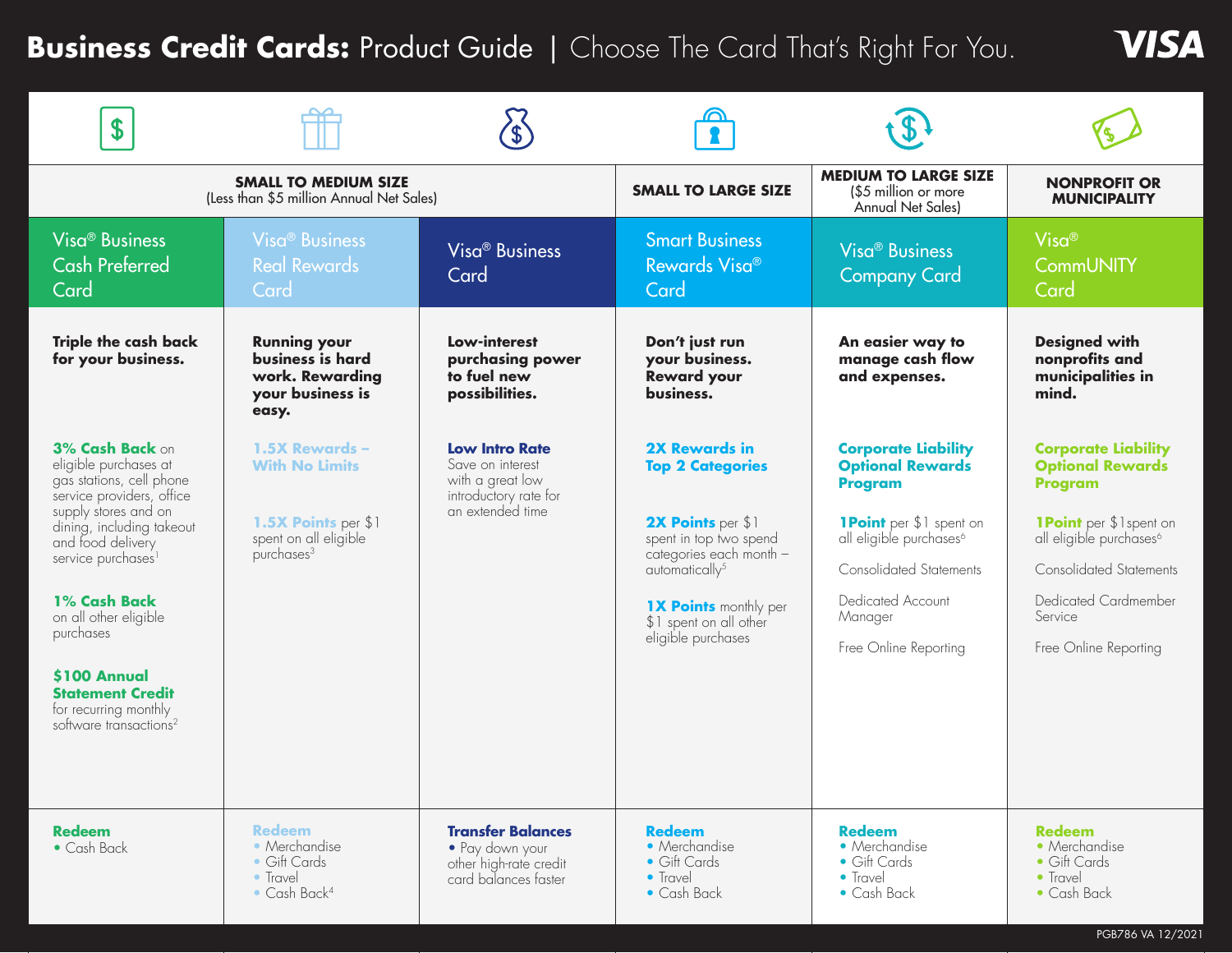# Business Credit Cards: Product Guide | Choose The Card That's Right For You.

VISA

| SMALL TO MEDIUM SIZE (Less than $5 million Annual Net Sales) | | | SMALL TO LARGE SIZE | MEDIUM TO LARGE SIZE ($5 million or more Annual Net Sales) | NONPROFIT OR MUNICIPALITY |
|---|---|---|---|---|---|
| **Visa® Business Cash Preferred Card** | **Visa® Business Real Rewards Card** | **Visa® Business Card** | **Smart Business Rewards Visa® Card** | **Visa® Business Company Card** | **Visa® CommUNITY Card** |
| **Triple the cash back for your business.** | **Running your business is hard work. Rewarding your business is easy.** | **Low-interest purchasing power to fuel new possibilities.** | **Don't just run your business. Reward your business.** | **An easier way to manage cash flow and expenses.** | **Designed with nonprofits and municipalities in mind.** |
| **3% Cash Back** on eligible purchases at gas stations, cell phone service providers, office supply stores and on dining, including takeout and food delivery service purchases[1]<br><br>**1% Cash Back** on all other eligible purchases<br><br>**$100 Annual Statement Credit** for recurring monthly software transactions[2] | **1.5X Rewards – With No Limits**<br><br>**1.5X Points** per $1 spent on all eligible purchases[3] | **Low Intro Rate**<br>Save on interest with a great low introductory rate for an extended time | **2X Rewards in Top 2 Categories**<br><br>**2X Points** per $1 spent in top two spend categories each month – automatically[5]<br><br>**1X Points** monthly per $1 spent on all other eligible purchases | **Corporate Liability Optional Rewards Program**<br><br>**1Point** per $1 spent on all eligible purchases[6]<br><br>Consolidated Statements<br><br>Dedicated Account Manager<br><br>Free Online Reporting | **Corporate Liability Optional Rewards Program**<br><br>**1Point** per $1spent on all eligible purchases[6]<br><br>Consolidated Statements<br><br>Dedicated Cardmember Service<br><br>Free Online Reporting |
| **Redeem**<br>• Cash Back | **Redeem**<br>• Merchandise<br>• Gift Cards<br>• Travel<br>• Cash Back[4] | **Transfer Balances**<br>• Pay down your other high-rate credit card balances faster | **Redeem**<br>• Merchandise<br>• Gift Cards<br>• Travel<br>• Cash Back | **Redeem**<br>• Merchandise<br>• Gift Cards<br>• Travel<br>• Cash Back | **Redeem**<br>• Merchandise<br>• Gift Cards<br>• Travel<br>• Cash Back |

PGB786 VA 12/2021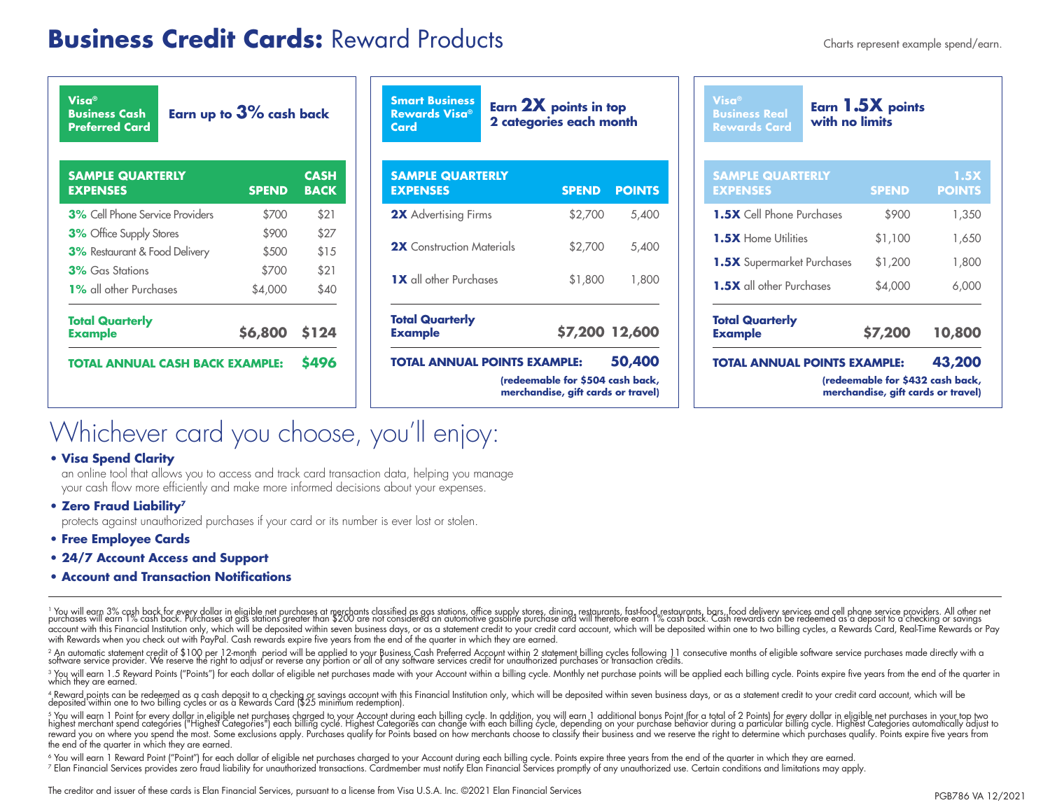# **Business Credit Cards:** Reward Products

Charts represent example spend/earn.

## Visa® Business Cash Preferred Card

**Earn up to 3% cash back**

| SAMPLE QUARTERLY EXPENSES | SPEND | CASH BACK |
|---|---|---|
| **3%** Cell Phone Service Providers | $700 | $21 |
| **3%** Office Supply Stores | $900 | $27 |
| **3%** Restaurant & Food Delivery | $500 | $15 |
| **3%** Gas Stations | $700 | $21 |
| **1%** all other Purchases | $4,000 | $40 |
| **Total Quarterly Example** | **$6,800** | **$124** |

**TOTAL ANNUAL CASH BACK EXAMPLE: $496**

## Smart Business Rewards Visa® Card

**Earn 2X points in top 2 categories each month**

| SAMPLE QUARTERLY EXPENSES | SPEND | POINTS |
|---|---|---|
| **2X** Advertising Firms | $2,700 | 5,400 |
| **2X** Construction Materials | $2,700 | 5,400 |
| **1X** all other Purchases | $1,800 | 1,800 |
| **Total Quarterly Example** | **$7,200** | **12,600** |

**TOTAL ANNUAL POINTS EXAMPLE: 50,400**

**(redeemable for $504 cash back, merchandise, gift cards or travel)**

## Visa® Business Real Rewards Card

**Earn 1.5X points with no limits**

| SAMPLE QUARTERLY EXPENSES | SPEND | 1.5X POINTS |
|---|---|---|
| **1.5X** Cell Phone Purchases | $900 | 1,350 |
| **1.5X** Home Utilities | $1,100 | 1,650 |
| **1.5X** Supermarket Purchases | $1,200 | 1,800 |
| **1.5X** all other Purchases | $4,000 | 6,000 |
| **Total Quarterly Example** | **$7,200** | **10,800** |

**TOTAL ANNUAL POINTS EXAMPLE: 43,200**

**(redeemable for $432 cash back, merchandise, gift cards or travel)**

## Whichever card you choose, you'll enjoy:

- **Visa Spend Clarity**
  an online tool that allows you to access and track card transaction data, helping you manage your cash flow more efficiently and make more informed decisions about your expenses.
- **Zero Fraud Liability[7]**
  protects against unauthorized purchases if your card or its number is ever lost or stolen.
- **Free Employee Cards**
- **24/7 Account Access and Support**
- **Account and Transaction Notifications**

---

[1] You will earn 3% cash back for every dollar in eligible net purchases at merchants classified as gas stations, office supply stores, dining, restaurants, fast-food restaurants, bars, food delivery services and cell phone service providers. All other net purchases will earn 1% cash back. Purchases at gas stations greater than $200 are not considered an automotive gasoline purchase and will therefore earn 1% cash back. Cash rewards can be redeemed as a deposit to a checking or savings account with this Financial Institution only, which will be deposited within seven business days, or as a statement credit to your credit card account, which will be deposited within one to two billing cycles, a Rewards Card, Real-Time Rewards or Pay with Rewards when you check out with PayPal. Cash rewards expire five years from the end of the quarter in which they are earned.

[2] An automatic statement credit of $100 per 12-month period will be applied to your Business Cash Preferred Account within 2 statement billing cycles following 11 consecutive months of eligible software service purchases made directly with a software service provider. We reserve the right to adjust or reverse any portion or all of any software services credit for unauthorized purchases or transaction credits.

[3] You will earn 1.5 Reward Points ("Points") for each dollar of eligible net purchases made with your Account within a billing cycle. Monthly net purchase points will be applied each billing cycle. Points expire five years from the end of the quarter in which they are earned.

[4] Reward points can be redeemed as a cash deposit to a checking or savings account with this Financial Institution only, which will be deposited within seven business days, or as a statement credit to your credit card account, which will be deposited within one to two billing cycles or as a Rewards Card ($25 minimum redemption).

[5] You will earn 1 Point for every dollar in eligible net purchases charged to your Account during each billing cycle. In addition, you will earn 1 additional bonus Point (for a total of 2 Points) for every dollar in eligible net purchases in your top two highest merchant spend categories ("Highest Categories") each billing cycle. Highest Categories can change with each billing cycle, depending on your purchase behavior during a particular billing cycle. Highest Categories automatically adjust to reward you on where you spend the most. Some exclusions apply. Purchases qualify for Points based on how merchants choose to classify their business and we reserve the right to determine which purchases qualify. Points expire five years from the end of the quarter in which they are earned.

[6] You will earn 1 Reward Point ("Point") for each dollar of eligible net purchases charged to your Account during each billing cycle. Points expire three years from the end of the quarter in which they are earned.

[7] Elan Financial Services provides zero fraud liability for unauthorized transactions. Cardmember must notify Elan Financial Services promptly of any unauthorized use. Certain conditions and limitations may apply.

The creditor and issuer of these cards is Elan Financial Services, pursuant to a license from Visa U.S.A. Inc. ©2021 Elan Financial Services

PGB786 VA 12/2021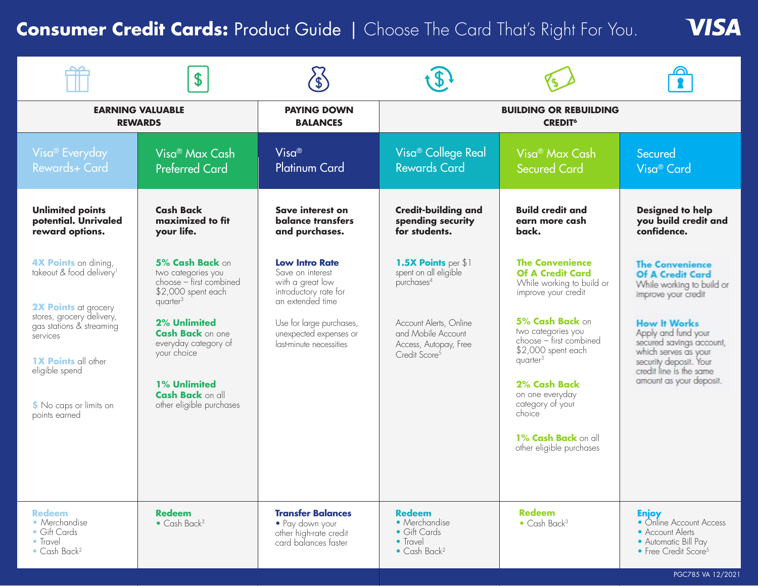# Consumer Credit Cards: Product Guide | Choose The Card That's Right For You.

| EARNING VALUABLE REWARDS | | PAYING DOWN BALANCES | BUILDING OR REBUILDING CREDIT[6] | | |
|---|---|---|---|---|---|
| **Visa® Everyday Rewards+ Card** | **Visa® Max Cash Preferred Card** | **Visa® Platinum Card** | **Visa® College Real Rewards Card** | **Visa® Max Cash Secured Card** | **Secured Visa® Card** |
| **Unlimited points potential. Unrivaled reward options.** | **Cash Back maximized to fit your life.** | **Save interest on balance transfers and purchases.** | **Credit-building and spending security for students.** | **Build credit and earn more cash back.** | **Designed to help you build credit and confidence.** |
| **4X Points** on dining, takeout & food delivery[1]<br><br>**2X Points** at grocery stores, grocery delivery, gas stations & streaming services<br><br>**1X Points** all other eligible spend<br><br>**$** No caps or limits on points earned | **5% Cash Back** on two categories you choose – first combined $2,000 spent each quarter[3]<br><br>**2% Unlimited Cash Back** on one everyday category of your choice<br><br>**1% Unlimited Cash Back** on all other eligible purchases | **Low Intro Rate**<br>Save on interest with a great low introductory rate for an extended time<br><br>Use for large purchases, unexpected expenses or last-minute necessities | **1.5X Points** per $1 spent on all eligible purchases[4]<br><br>Account Alerts, Online and Mobile Account Access, Autopay, Free Credit Score[5] | **The Convenience Of A Credit Card**<br>While working to build or improve your credit<br><br>**5% Cash Back** on two categories you choose – first combined $2,000 spent each quarter[3]<br><br>**2% Cash Back** on one everyday category of your choice<br><br>**1% Cash Back** on all other eligible purchases | **The Convenience Of A Credit Card**<br>While working to build or improve your credit<br><br>**How It Works**<br>Apply and fund your secured savings account, which serves as your security deposit. Your credit line is the same amount as your deposit. |
| **Redeem**<br>• Merchandise<br>• Gift Cards<br>• Travel<br>• Cash Back[2] | **Redeem**<br>• Cash Back[3] | **Transfer Balances**<br>• Pay down your other high-rate credit card balances faster | **Redeem**<br>• Merchandise<br>• Gift Cards<br>• Travel<br>• Cash Back[2] | **Redeem**<br>• Cash Back[3] | **Enjoy**<br>• Online Account Access<br>• Account Alerts<br>• Automatic Bill Pay<br>• Free Credit Score[5] |

PGC785 VA 12/2021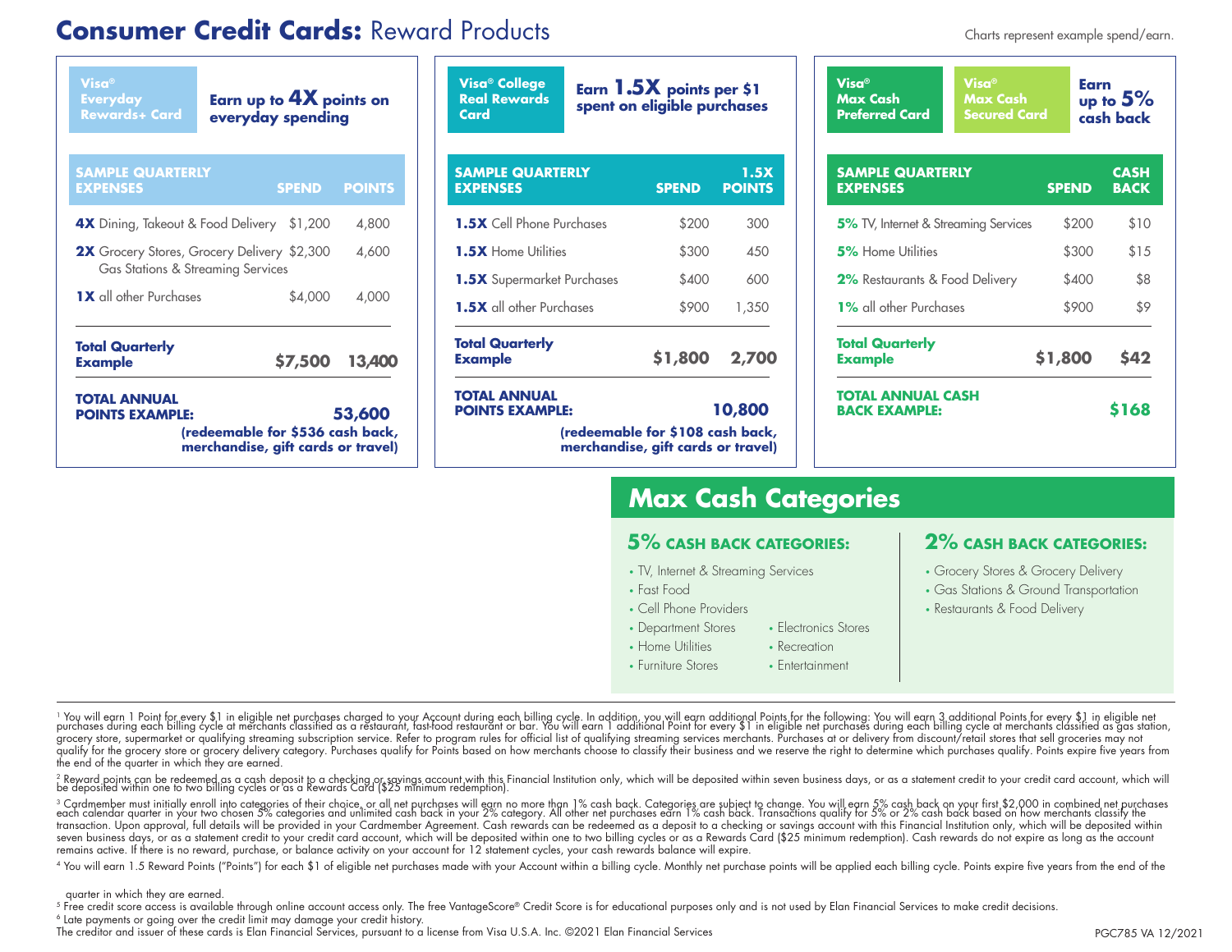# Consumer Credit Cards: Reward Products

Charts represent example spend/earn.

## Visa® Everyday Rewards+ Card

**Earn up to 4X points on everyday spending**

| SAMPLE QUARTERLY EXPENSES | SPEND | POINTS |
|---|---|---|
| **4X** Dining, Takeout & Food Delivery | $1,200 | 4,800 |
| **2X** Grocery Stores, Grocery Delivery Gas Stations & Streaming Services | $2,300 | 4,600 |
| **1X** all other Purchases | $4,000 | 4,000 |
| **Total Quarterly Example** | **$7,500** | **13,400** |

**TOTAL ANNUAL POINTS EXAMPLE: 53,600**
**(redeemable for $536 cash back, merchandise, gift cards or travel)**

## Visa® College Real Rewards Card

**Earn 1.5X points per $1 spent on eligible purchases**

| SAMPLE QUARTERLY EXPENSES | SPEND | 1.5X POINTS |
|---|---|---|
| **1.5X** Cell Phone Purchases | $200 | 300 |
| **1.5X** Home Utilities | $300 | 450 |
| **1.5X** Supermarket Purchases | $400 | 600 |
| **1.5X** all other Purchases | $900 | 1,350 |
| **Total Quarterly Example** | **$1,800** | **2,700** |

**TOTAL ANNUAL POINTS EXAMPLE: 10,800**
**(redeemable for $108 cash back, merchandise, gift cards or travel)**

## Visa® Max Cash Preferred Card / Visa® Max Cash Secured Card

**Earn up to 5% cash back**

| SAMPLE QUARTERLY EXPENSES | SPEND | CASH BACK |
|---|---|---|
| **5%** TV, Internet & Streaming Services | $200 | $10 |
| **5%** Home Utilities | $300 | $15 |
| **2%** Restaurants & Food Delivery | $400 | $8 |
| **1%** all other Purchases | $900 | $9 |
| **Total Quarterly Example** | **$1,800** | **$42** |

**TOTAL ANNUAL CASH BACK EXAMPLE: $168**

## Max Cash Categories

### 5% CASH BACK CATEGORIES:

- TV, Internet & Streaming Services
- Fast Food
- Cell Phone Providers
- Department Stores
- Home Utilities
- Furniture Stores
- Electronics Stores
- Recreation
- Entertainment

### 2% CASH BACK CATEGORIES:

- Grocery Stores & Grocery Delivery
- Gas Stations & Ground Transportation
- Restaurants & Food Delivery

---

[1] You will earn 1 Point for every $1 in eligible net purchases charged to your Account during each billing cycle. In addition, you will earn additional Points for the following: You will earn 3 additional Points for every $1 in eligible net purchases during each billing cycle at merchants classified as a restaurant, fast-food restaurant or bar. You will earn 1 additional Point for every $1 in eligible net purchases during each billing cycle at merchants classified as gas station, grocery store, supermarket or qualifying streaming subscription service. Refer to program rules for official list of qualifying streaming services merchants. Purchases at or delivery from discount/retail stores that sell groceries may not qualify for the grocery store or grocery delivery category. Purchases qualify for Points based on how merchants choose to classify their business and we reserve the right to determine which purchases qualify. Points expire five years from the end of the quarter in which they are earned.

[2] Reward points can be redeemed as a cash deposit to a checking or savings account with this Financial Institution only, which will be deposited within seven business days, or as a statement credit to your credit card account, which will be deposited within one to two billing cycles or as a Rewards Card ($25 minimum redemption).

[3] Cardmember must initially enroll into categories of their choice, or all net purchases will earn no more than 1% cash back. Categories are subject to change. You will earn 5% cash back on your first $2,000 in combined net purchases each calendar quarter in your two chosen 5% categories and unlimited cash back in your 2% category. All other net purchases earn 1% cash back. Transactions qualify for 5% or 2% cash back based on how merchants classify the transaction. Upon approval, full details will be provided in your Cardmember Agreement. Cash rewards can be redeemed as a deposit to a checking or savings account with this Financial Institution only, which will be deposited within seven business days, or as a statement credit to your credit card account, which will be deposited within one to two billing cycles or as a Rewards Card ($25 minimum redemption). Cash rewards do not expire as long as the account remains active. If there is no reward, purchase, or balance activity on your account for 12 statement cycles, your cash rewards balance will expire.

[4] You will earn 1.5 Reward Points ("Points") for each $1 of eligible net purchases made with your Account within a billing cycle. Monthly net purchase points will be applied each billing cycle. Points expire five years from the end of the quarter in which they are earned.

[5] Free credit score access is available through online account access only. The free VantageScore® Credit Score is for educational purposes only and is not used by Elan Financial Services to make credit decisions.

[6] Late payments or going over the credit limit may damage your credit history.

The creditor and issuer of these cards is Elan Financial Services, pursuant to a license from Visa U.S.A. Inc. ©2021 Elan Financial Services

PGC785 VA 12/2021